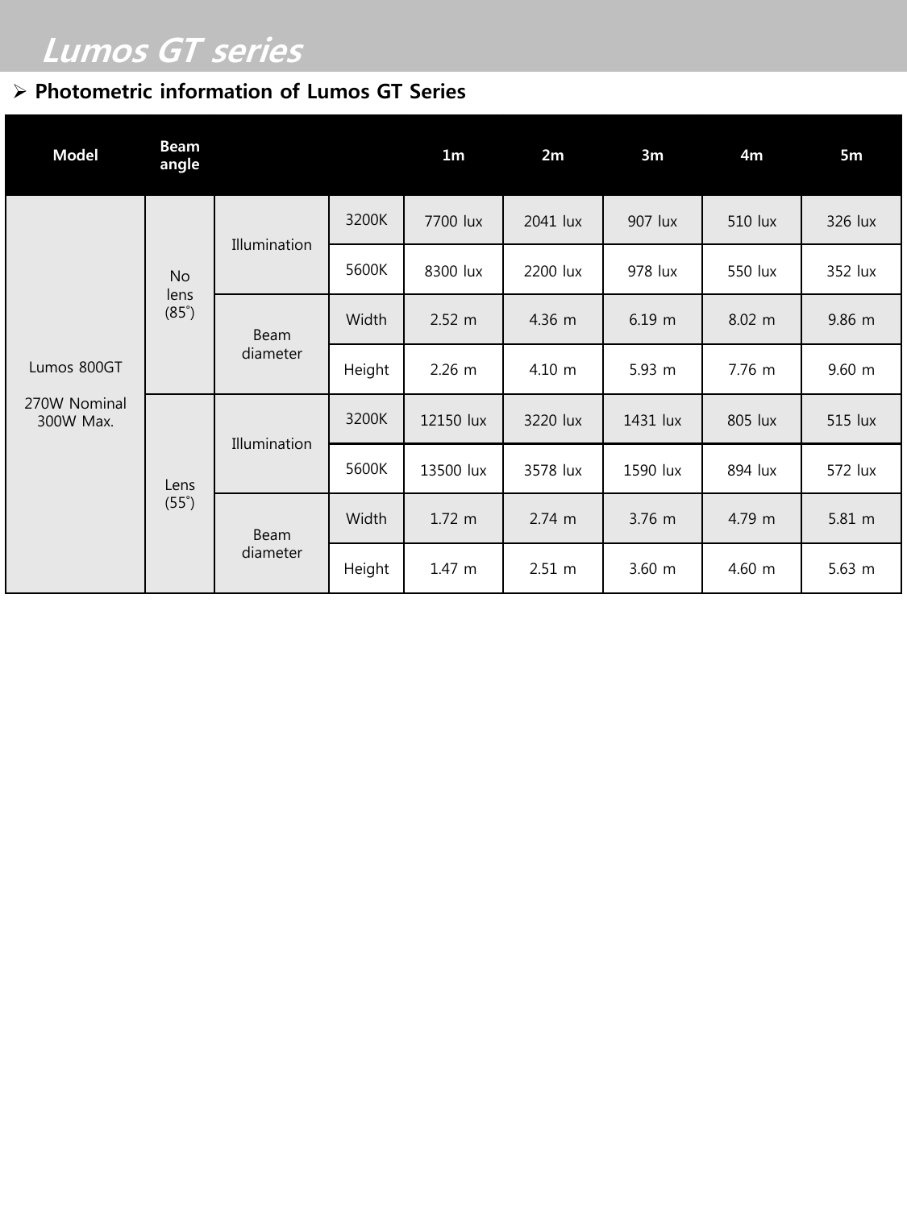# *Lumos GT series*

## ➢ Photometric information of Lumos GT Series

| Model | Beam angle | | | 1m | 2m | 3m | 4m | 5m |
|---|---|---|---|---|---|---|---|---|
| Lumos 800GT<br><br>270W Nominal<br>300W Max. | No lens (85˚) | Illumination | 3200K | 7700 lux | 2041 lux | 907 lux | 510 lux | 326 lux |
| | | | 5600K | 8300 lux | 2200 lux | 978 lux | 550 lux | 352 lux |
| | | Beam diameter | Width | 2.52 m | 4.36 m | 6.19 m | 8.02 m | 9.86 m |
| | | | Height | 2.26 m | 4.10 m | 5.93 m | 7.76 m | 9.60 m |
| | Lens (55˚) | Illumination | 3200K | 12150 lux | 3220 lux | 1431 lux | 805 lux | 515 lux |
| | | | 5600K | 13500 lux | 3578 lux | 1590 lux | 894 lux | 572 lux |
| | | Beam diameter | Width | 1.72 m | 2.74 m | 3.76 m | 4.79 m | 5.81 m |
| | | | Height | 1.47 m | 2.51 m | 3.60 m | 4.60 m | 5.63 m |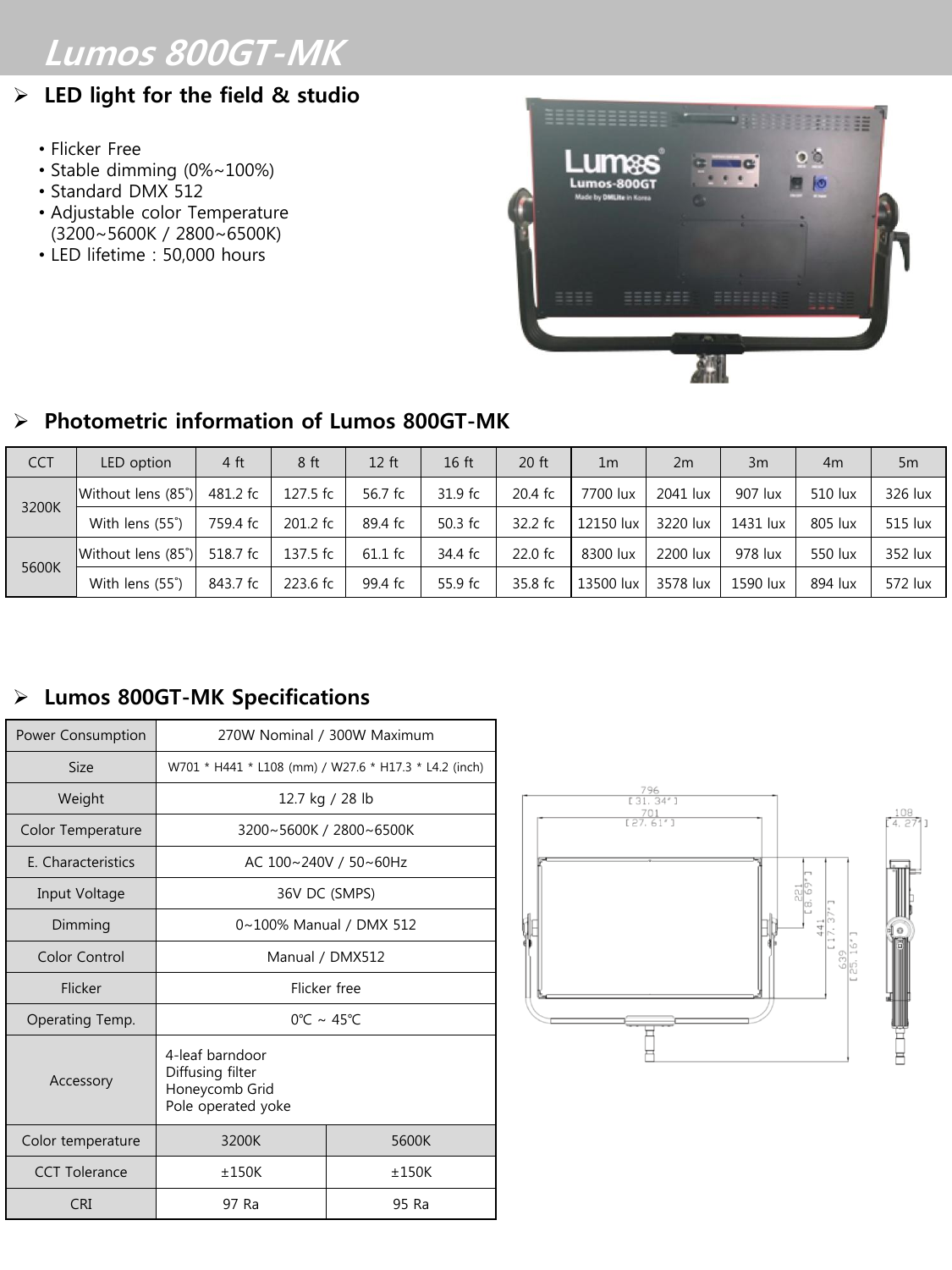# Lumos 800GT-MK

## LED light for the field & studio

- Flicker Free
- Stable dimming (0%~100%)
- Standard DMX 512
- Adjustable color Temperature (3200~5600K / 2800~6500K)
- LED lifetime : 50,000 hours

## Photometric information of Lumos 800GT-MK

| CCT | LED option | 4 ft | 8 ft | 12 ft | 16 ft | 20 ft | 1m | 2m | 3m | 4m | 5m |
|---|---|---|---|---|---|---|---|---|---|---|---|
| 3200K | Without lens (85˚) | 481.2 fc | 127.5 fc | 56.7 fc | 31.9 fc | 20.4 fc | 7700 lux | 2041 lux | 907 lux | 510 lux | 326 lux |
| | With lens (55˚) | 759.4 fc | 201.2 fc | 89.4 fc | 50.3 fc | 32.2 fc | 12150 lux | 3220 lux | 1431 lux | 805 lux | 515 lux |
| 5600K | Without lens (85˚) | 518.7 fc | 137.5 fc | 61.1 fc | 34.4 fc | 22.0 fc | 8300 lux | 2200 lux | 978 lux | 550 lux | 352 lux |
| | With lens (55˚) | 843.7 fc | 223.6 fc | 99.4 fc | 55.9 fc | 35.8 fc | 13500 lux | 3578 lux | 1590 lux | 894 lux | 572 lux |

## Lumos 800GT-MK Specifications

| Power Consumption | 270W Nominal / 300W Maximum | |
|---|---|---|
| Size | W701 * H441 * L108 (mm) / W27.6 * H17.3 * L4.2 (inch) | |
| Weight | 12.7 kg / 28 lb | |
| Color Temperature | 3200~5600K / 2800~6500K | |
| E. Characteristics | AC 100~240V / 50~60Hz | |
| Input Voltage | 36V DC (SMPS) | |
| Dimming | 0~100% Manual / DMX 512 | |
| Color Control | Manual / DMX512 | |
| Flicker | Flicker free | |
| Operating Temp. | 0℃ ~ 45℃ | |
| Accessory | 4-leaf barndoor<br>Diffusing filter<br>Honeycomb Grid<br>Pole operated yoke | |
| Color temperature | 3200K | 5600K |
| CCT Tolerance | ±150K | ±150K |
| CRI | 97 Ra | 95 Ra |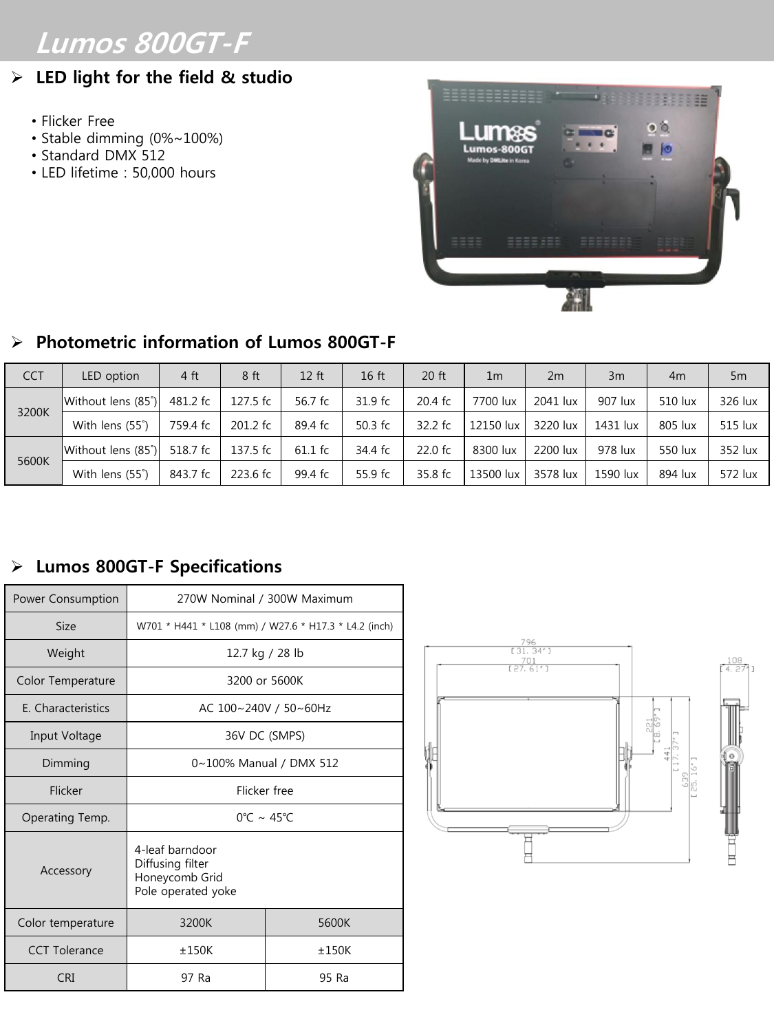# Lumos 800GT-F

## LED light for the field & studio

- Flicker Free
- Stable dimming (0%~100%)
- Standard DMX 512
- LED lifetime : 50,000 hours

## Photometric information of Lumos 800GT-F

| CCT | LED option | 4 ft | 8 ft | 12 ft | 16 ft | 20 ft | 1m | 2m | 3m | 4m | 5m |
|---|---|---|---|---|---|---|---|---|---|---|---|
| 3200K | Without lens (85˚) | 481.2 fc | 127.5 fc | 56.7 fc | 31.9 fc | 20.4 fc | 7700 lux | 2041 lux | 907 lux | 510 lux | 326 lux |
| | With lens (55˚) | 759.4 fc | 201.2 fc | 89.4 fc | 50.3 fc | 32.2 fc | 12150 lux | 3220 lux | 1431 lux | 805 lux | 515 lux |
| 5600K | Without lens (85˚) | 518.7 fc | 137.5 fc | 61.1 fc | 34.4 fc | 22.0 fc | 8300 lux | 2200 lux | 978 lux | 550 lux | 352 lux |
| | With lens (55˚) | 843.7 fc | 223.6 fc | 99.4 fc | 55.9 fc | 35.8 fc | 13500 lux | 3578 lux | 1590 lux | 894 lux | 572 lux |

## Lumos 800GT-F Specifications

| | | |
|---|---|---|
| Power Consumption | 270W Nominal / 300W Maximum | |
| Size | W701 * H441 * L108 (mm) / W27.6 * H17.3 * L4.2 (inch) | |
| Weight | 12.7 kg / 28 lb | |
| Color Temperature | 3200 or 5600K | |
| E. Characteristics | AC 100~240V / 50~60Hz | |
| Input Voltage | 36V DC (SMPS) | |
| Dimming | 0~100% Manual / DMX 512 | |
| Flicker | Flicker free | |
| Operating Temp. | 0℃ ~ 45℃ | |
| Accessory | 4-leaf barndoor<br>Diffusing filter<br>Honeycomb Grid<br>Pole operated yoke | |
| Color temperature | 3200K | 5600K |
| CCT Tolerance | ±150K | ±150K |
| CRI | 97 Ra | 95 Ra |

796
[31.34"]
701
[27.61"]
108
[4.27"]
221
[8.69"]
441
[17.37"]
639
[25.16"]